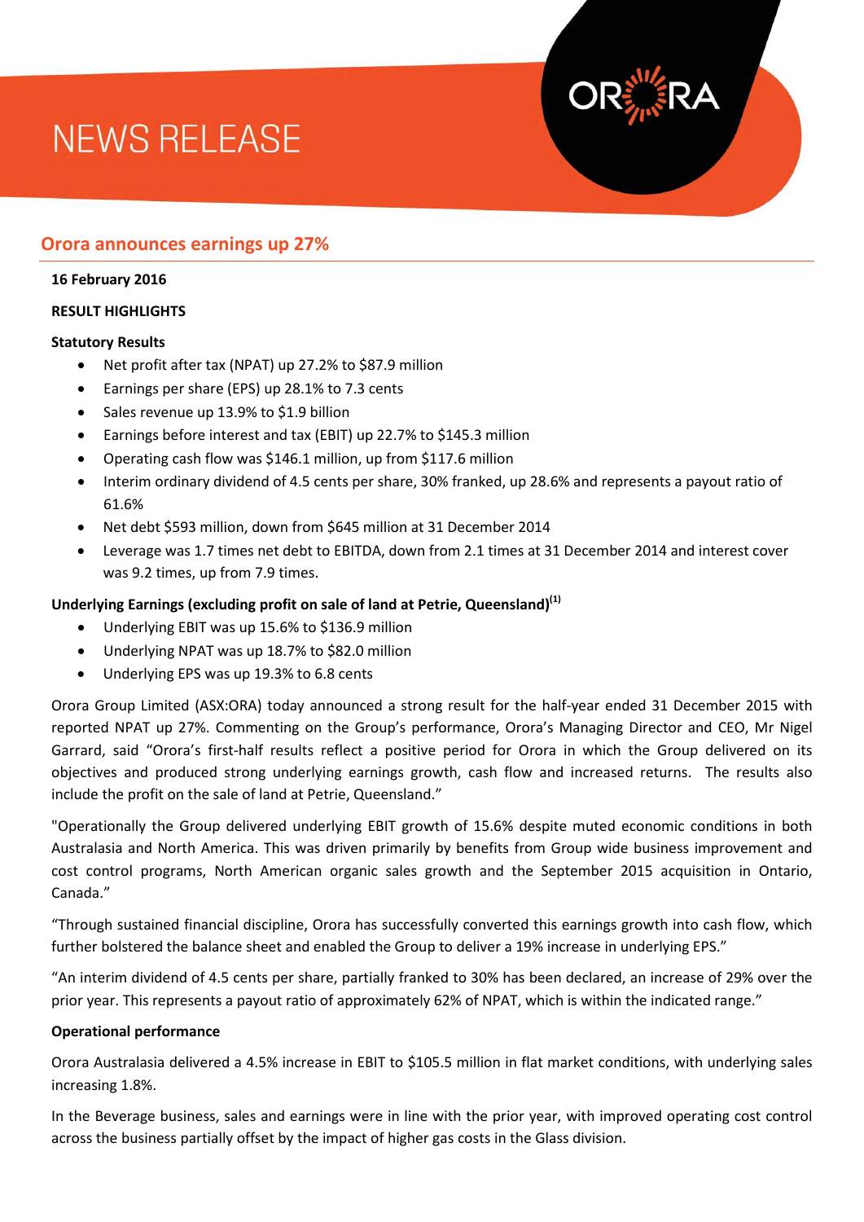# NEWS RELEASE

## Orora announces earnings up 27%

**16 February 2016**

**RESULT HIGHLIGHTS**

**Statutory Results**

- Net profit after tax (NPAT) up 27.2% to $87.9 million
- Earnings per share (EPS) up 28.1% to 7.3 cents
- Sales revenue up 13.9% to $1.9 billion
- Earnings before interest and tax (EBIT) up 22.7% to $145.3 million
- Operating cash flow was $146.1 million, up from $117.6 million
- Interim ordinary dividend of 4.5 cents per share, 30% franked, up 28.6% and represents a payout ratio of 61.6%
- Net debt $593 million, down from $645 million at 31 December 2014
- Leverage was 1.7 times net debt to EBITDA, down from 2.1 times at 31 December 2014 and interest cover was 9.2 times, up from 7.9 times.

**Underlying Earnings (excluding profit on sale of land at Petrie, Queensland)[(1)]**

- Underlying EBIT was up 15.6% to $136.9 million
- Underlying NPAT was up 18.7% to $82.0 million
- Underlying EPS was up 19.3% to 6.8 cents

Orora Group Limited (ASX:ORA) today announced a strong result for the half-year ended 31 December 2015 with reported NPAT up 27%. Commenting on the Group's performance, Orora's Managing Director and CEO, Mr Nigel Garrard, said "Orora's first-half results reflect a positive period for Orora in which the Group delivered on its objectives and produced strong underlying earnings growth, cash flow and increased returns. The results also include the profit on the sale of land at Petrie, Queensland."

"Operationally the Group delivered underlying EBIT growth of 15.6% despite muted economic conditions in both Australasia and North America. This was driven primarily by benefits from Group wide business improvement and cost control programs, North American organic sales growth and the September 2015 acquisition in Ontario, Canada."

"Through sustained financial discipline, Orora has successfully converted this earnings growth into cash flow, which further bolstered the balance sheet and enabled the Group to deliver a 19% increase in underlying EPS."

"An interim dividend of 4.5 cents per share, partially franked to 30% has been declared, an increase of 29% over the prior year. This represents a payout ratio of approximately 62% of NPAT, which is within the indicated range."

**Operational performance**

Orora Australasia delivered a 4.5% increase in EBIT to $105.5 million in flat market conditions, with underlying sales increasing 1.8%.

In the Beverage business, sales and earnings were in line with the prior year, with improved operating cost control across the business partially offset by the impact of higher gas costs in the Glass division.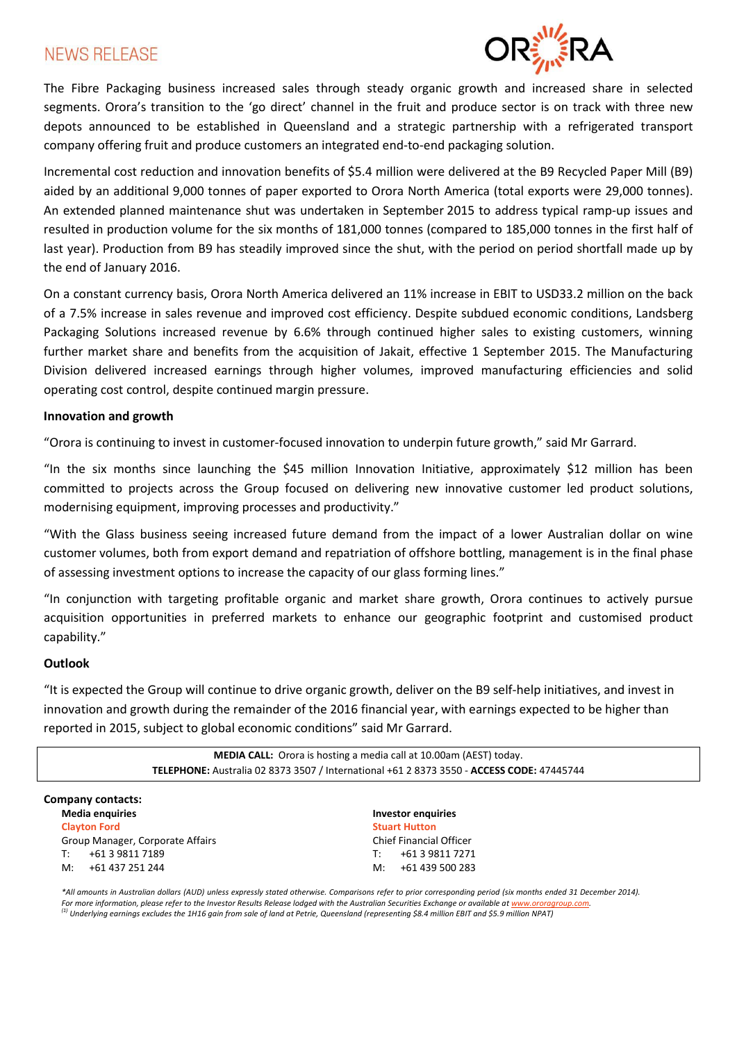The Fibre Packaging business increased sales through steady organic growth and increased share in selected segments. Orora's transition to the 'go direct' channel in the fruit and produce sector is on track with three new depots announced to be established in Queensland and a strategic partnership with a refrigerated transport company offering fruit and produce customers an integrated end-to-end packaging solution.

Incremental cost reduction and innovation benefits of $5.4 million were delivered at the B9 Recycled Paper Mill (B9) aided by an additional 9,000 tonnes of paper exported to Orora North America (total exports were 29,000 tonnes). An extended planned maintenance shut was undertaken in September 2015 to address typical ramp-up issues and resulted in production volume for the six months of 181,000 tonnes (compared to 185,000 tonnes in the first half of last year). Production from B9 has steadily improved since the shut, with the period on period shortfall made up by the end of January 2016.

On a constant currency basis, Orora North America delivered an 11% increase in EBIT to USD33.2 million on the back of a 7.5% increase in sales revenue and improved cost efficiency. Despite subdued economic conditions, Landsberg Packaging Solutions increased revenue by 6.6% through continued higher sales to existing customers, winning further market share and benefits from the acquisition of Jakait, effective 1 September 2015. The Manufacturing Division delivered increased earnings through higher volumes, improved manufacturing efficiencies and solid operating cost control, despite continued margin pressure.

**Innovation and growth**

"Orora is continuing to invest in customer-focused innovation to underpin future growth," said Mr Garrard.

"In the six months since launching the $45 million Innovation Initiative, approximately $12 million has been committed to projects across the Group focused on delivering new innovative customer led product solutions, modernising equipment, improving processes and productivity."

"With the Glass business seeing increased future demand from the impact of a lower Australian dollar on wine customer volumes, both from export demand and repatriation of offshore bottling, management is in the final phase of assessing investment options to increase the capacity of our glass forming lines."

"In conjunction with targeting profitable organic and market share growth, Orora continues to actively pursue acquisition opportunities in preferred markets to enhance our geographic footprint and customised product capability."

**Outlook**

"It is expected the Group will continue to drive organic growth, deliver on the B9 self-help initiatives, and invest in innovation and growth during the remainder of the 2016 financial year, with earnings expected to be higher than reported in 2015, subject to global economic conditions" said Mr Garrard.

**MEDIA CALL:** Orora is hosting a media call at 10.00am (AEST) today.
**TELEPHONE:** Australia 02 8373 3507 / International +61 2 8373 3550 - **ACCESS CODE:** 47445744

**Company contacts:**

**Media enquiries**
Clayton Ford
Group Manager, Corporate Affairs
T: +61 3 9811 7189
M: +61 437 251 244

**Investor enquiries**
Stuart Hutton
Chief Financial Officer
T: +61 3 9811 7271
M: +61 439 500 283

*\*All amounts in Australian dollars (AUD) unless expressly stated otherwise. Comparisons refer to prior corresponding period (six months ended 31 December 2014). For more information, please refer to the Investor Results Release lodged with the Australian Securities Exchange or available at www.ororagroup.com.*
*(1) Underlying earnings excludes the 1H16 gain from sale of land at Petrie, Queensland (representing $8.4 million EBIT and $5.9 million NPAT)*